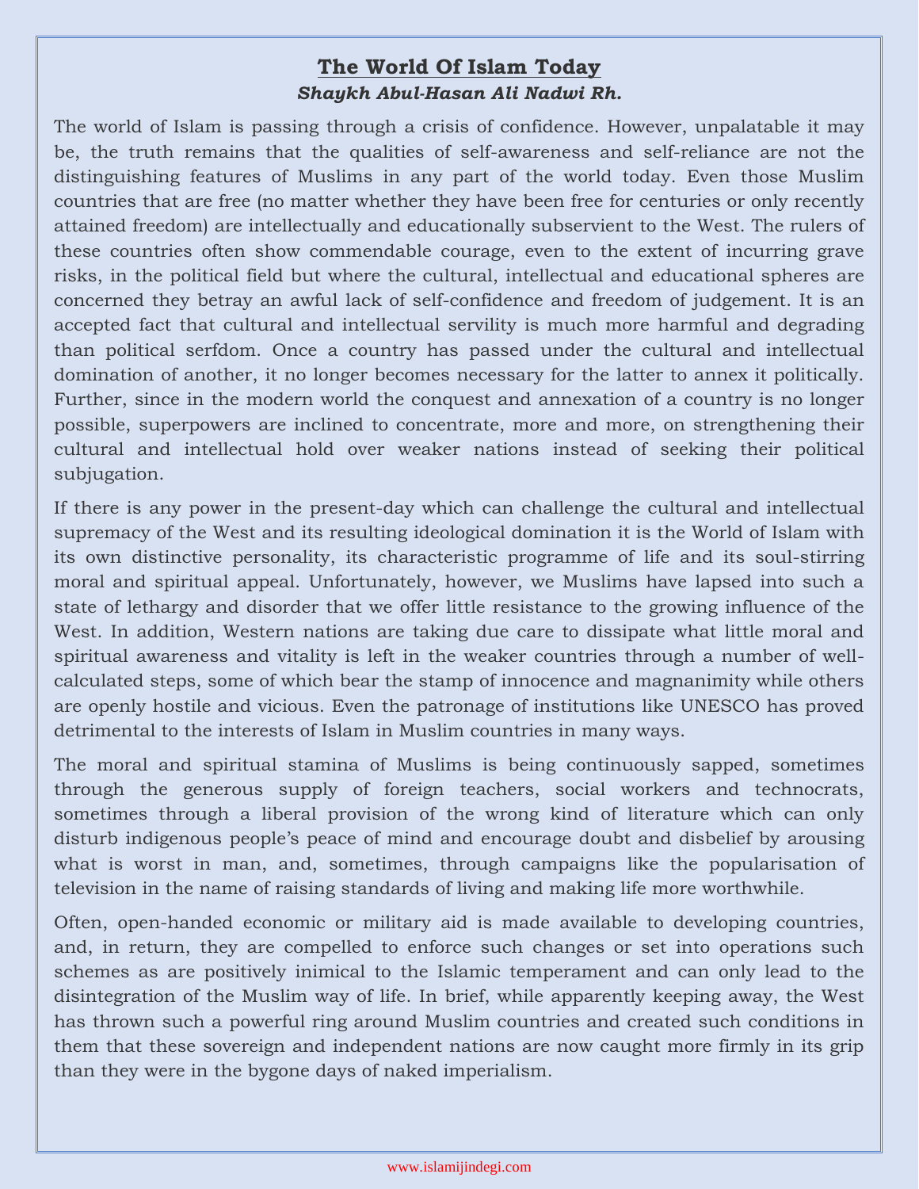# The World Of Islam Today

***Shaykh Abul-Hasan Ali Nadwi Rh.***

The world of Islam is passing through a crisis of confidence. However, unpalatable it may be, the truth remains that the qualities of self-awareness and self-reliance are not the distinguishing features of Muslims in any part of the world today. Even those Muslim countries that are free (no matter whether they have been free for centuries or only recently attained freedom) are intellectually and educationally subservient to the West. The rulers of these countries often show commendable courage, even to the extent of incurring grave risks, in the political field but where the cultural, intellectual and educational spheres are concerned they betray an awful lack of self-confidence and freedom of judgement. It is an accepted fact that cultural and intellectual servility is much more harmful and degrading than political serfdom. Once a country has passed under the cultural and intellectual domination of another, it no longer becomes necessary for the latter to annex it politically. Further, since in the modern world the conquest and annexation of a country is no longer possible, superpowers are inclined to concentrate, more and more, on strengthening their cultural and intellectual hold over weaker nations instead of seeking their political subjugation.

If there is any power in the present-day which can challenge the cultural and intellectual supremacy of the West and its resulting ideological domination it is the World of Islam with its own distinctive personality, its characteristic programme of life and its soul-stirring moral and spiritual appeal. Unfortunately, however, we Muslims have lapsed into such a state of lethargy and disorder that we offer little resistance to the growing influence of the West. In addition, Western nations are taking due care to dissipate what little moral and spiritual awareness and vitality is left in the weaker countries through a number of well-calculated steps, some of which bear the stamp of innocence and magnanimity while others are openly hostile and vicious. Even the patronage of institutions like UNESCO has proved detrimental to the interests of Islam in Muslim countries in many ways.

The moral and spiritual stamina of Muslims is being continuously sapped, sometimes through the generous supply of foreign teachers, social workers and technocrats, sometimes through a liberal provision of the wrong kind of literature which can only disturb indigenous people's peace of mind and encourage doubt and disbelief by arousing what is worst in man, and, sometimes, through campaigns like the popularisation of television in the name of raising standards of living and making life more worthwhile.

Often, open-handed economic or military aid is made available to developing countries, and, in return, they are compelled to enforce such changes or set into operations such schemes as are positively inimical to the Islamic temperament and can only lead to the disintegration of the Muslim way of life. In brief, while apparently keeping away, the West has thrown such a powerful ring around Muslim countries and created such conditions in them that these sovereign and independent nations are now caught more firmly in its grip than they were in the bygone days of naked imperialism.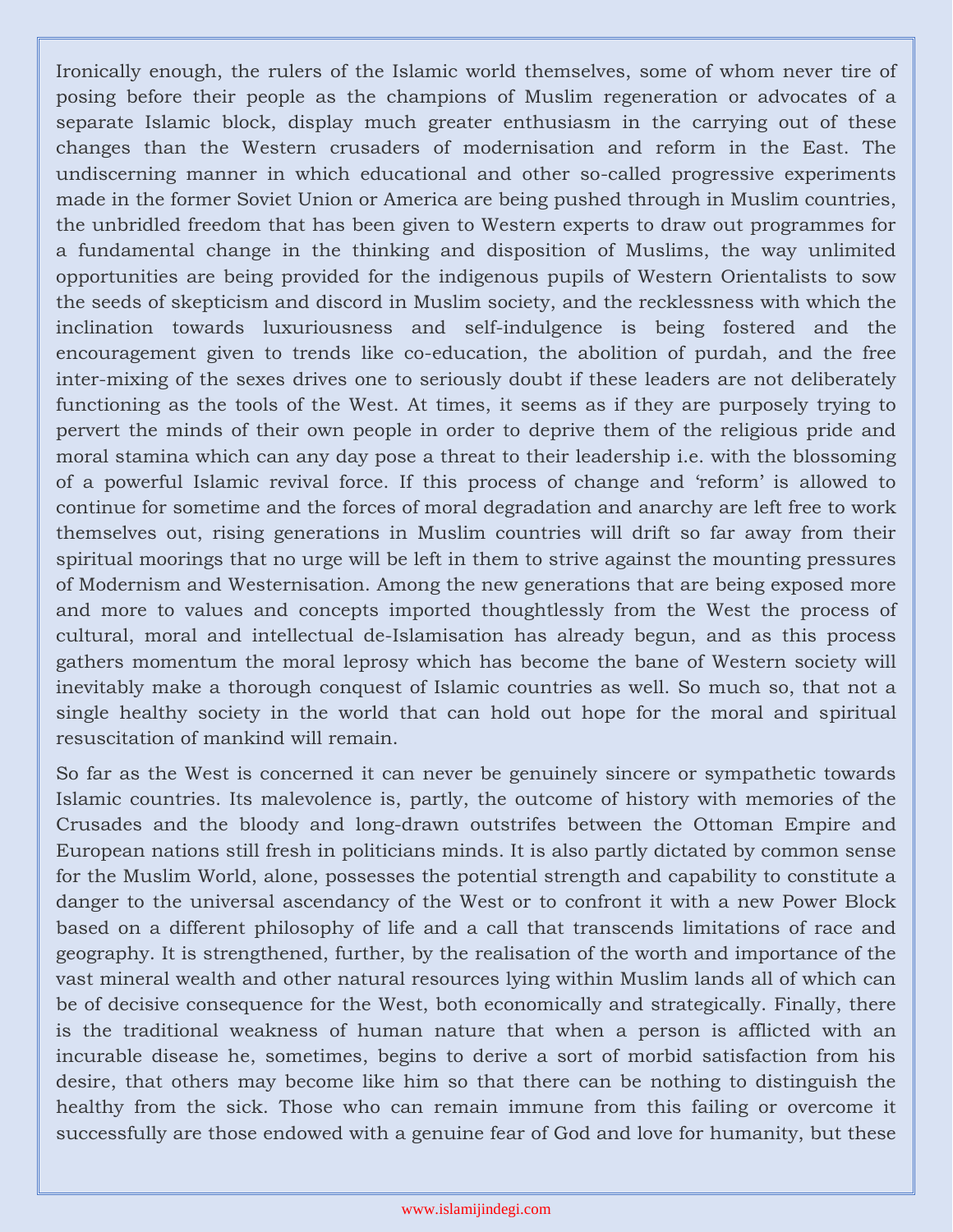Ironically enough, the rulers of the Islamic world themselves, some of whom never tire of posing before their people as the champions of Muslim regeneration or advocates of a separate Islamic block, display much greater enthusiasm in the carrying out of these changes than the Western crusaders of modernisation and reform in the East. The undiscerning manner in which educational and other so-called progressive experiments made in the former Soviet Union or America are being pushed through in Muslim countries, the unbridled freedom that has been given to Western experts to draw out programmes for a fundamental change in the thinking and disposition of Muslims, the way unlimited opportunities are being provided for the indigenous pupils of Western Orientalists to sow the seeds of skepticism and discord in Muslim society, and the recklessness with which the inclination towards luxuriousness and self-indulgence is being fostered and the encouragement given to trends like co-education, the abolition of purdah, and the free inter-mixing of the sexes drives one to seriously doubt if these leaders are not deliberately functioning as the tools of the West. At times, it seems as if they are purposely trying to pervert the minds of their own people in order to deprive them of the religious pride and moral stamina which can any day pose a threat to their leadership i.e. with the blossoming of a powerful Islamic revival force. If this process of change and 'reform' is allowed to continue for sometime and the forces of moral degradation and anarchy are left free to work themselves out, rising generations in Muslim countries will drift so far away from their spiritual moorings that no urge will be left in them to strive against the mounting pressures of Modernism and Westernisation. Among the new generations that are being exposed more and more to values and concepts imported thoughtlessly from the West the process of cultural, moral and intellectual de-Islamisation has already begun, and as this process gathers momentum the moral leprosy which has become the bane of Western society will inevitably make a thorough conquest of Islamic countries as well. So much so, that not a single healthy society in the world that can hold out hope for the moral and spiritual resuscitation of mankind will remain.

So far as the West is concerned it can never be genuinely sincere or sympathetic towards Islamic countries. Its malevolence is, partly, the outcome of history with memories of the Crusades and the bloody and long-drawn outstrifes between the Ottoman Empire and European nations still fresh in politicians minds. It is also partly dictated by common sense for the Muslim World, alone, possesses the potential strength and capability to constitute a danger to the universal ascendancy of the West or to confront it with a new Power Block based on a different philosophy of life and a call that transcends limitations of race and geography. It is strengthened, further, by the realisation of the worth and importance of the vast mineral wealth and other natural resources lying within Muslim lands all of which can be of decisive consequence for the West, both economically and strategically. Finally, there is the traditional weakness of human nature that when a person is afflicted with an incurable disease he, sometimes, begins to derive a sort of morbid satisfaction from his desire, that others may become like him so that there can be nothing to distinguish the healthy from the sick. Those who can remain immune from this failing or overcome it successfully are those endowed with a genuine fear of God and love for humanity, but these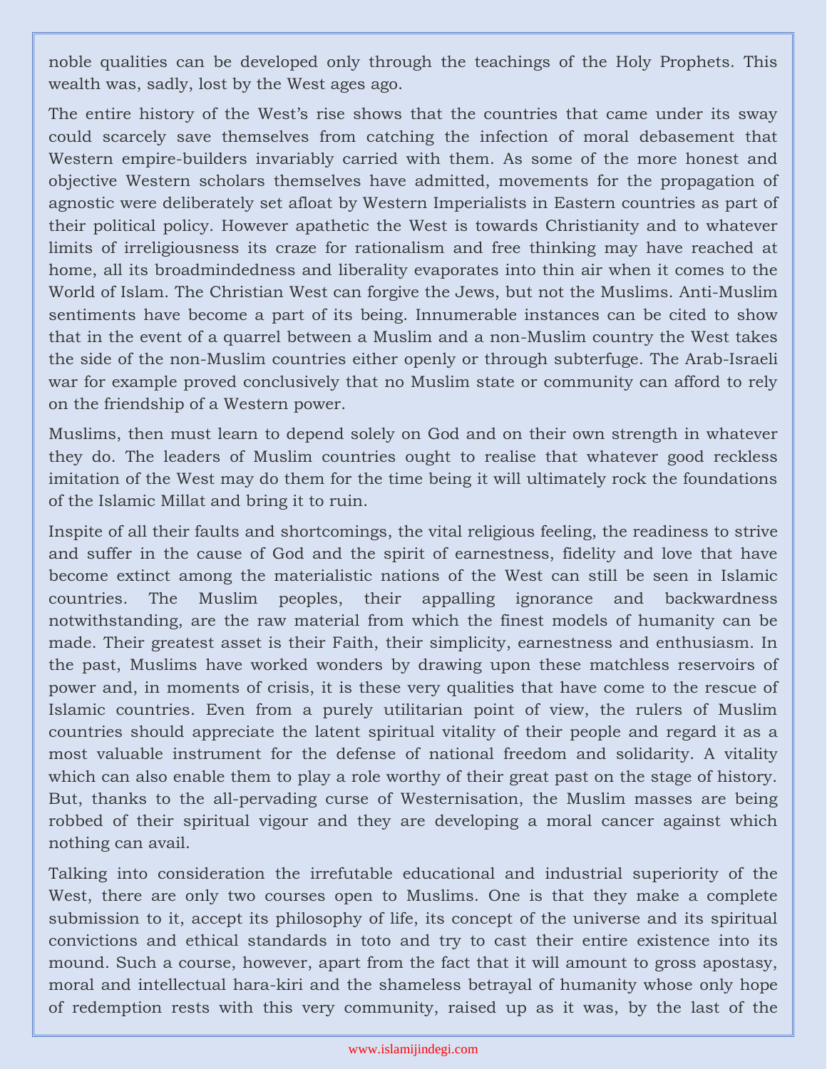noble qualities can be developed only through the teachings of the Holy Prophets. This wealth was, sadly, lost by the West ages ago.

The entire history of the West's rise shows that the countries that came under its sway could scarcely save themselves from catching the infection of moral debasement that Western empire-builders invariably carried with them. As some of the more honest and objective Western scholars themselves have admitted, movements for the propagation of agnostic were deliberately set afloat by Western Imperialists in Eastern countries as part of their political policy. However apathetic the West is towards Christianity and to whatever limits of irreligiousness its craze for rationalism and free thinking may have reached at home, all its broadmindedness and liberality evaporates into thin air when it comes to the World of Islam. The Christian West can forgive the Jews, but not the Muslims. Anti-Muslim sentiments have become a part of its being. Innumerable instances can be cited to show that in the event of a quarrel between a Muslim and a non-Muslim country the West takes the side of the non-Muslim countries either openly or through subterfuge. The Arab-Israeli war for example proved conclusively that no Muslim state or community can afford to rely on the friendship of a Western power.

Muslims, then must learn to depend solely on God and on their own strength in whatever they do. The leaders of Muslim countries ought to realise that whatever good reckless imitation of the West may do them for the time being it will ultimately rock the foundations of the Islamic Millat and bring it to ruin.

Inspite of all their faults and shortcomings, the vital religious feeling, the readiness to strive and suffer in the cause of God and the spirit of earnestness, fidelity and love that have become extinct among the materialistic nations of the West can still be seen in Islamic countries. The Muslim peoples, their appalling ignorance and backwardness notwithstanding, are the raw material from which the finest models of humanity can be made. Their greatest asset is their Faith, their simplicity, earnestness and enthusiasm. In the past, Muslims have worked wonders by drawing upon these matchless reservoirs of power and, in moments of crisis, it is these very qualities that have come to the rescue of Islamic countries. Even from a purely utilitarian point of view, the rulers of Muslim countries should appreciate the latent spiritual vitality of their people and regard it as a most valuable instrument for the defense of national freedom and solidarity. A vitality which can also enable them to play a role worthy of their great past on the stage of history. But, thanks to the all-pervading curse of Westernisation, the Muslim masses are being robbed of their spiritual vigour and they are developing a moral cancer against which nothing can avail.

Talking into consideration the irrefutable educational and industrial superiority of the West, there are only two courses open to Muslims. One is that they make a complete submission to it, accept its philosophy of life, its concept of the universe and its spiritual convictions and ethical standards in toto and try to cast their entire existence into its mound. Such a course, however, apart from the fact that it will amount to gross apostasy, moral and intellectual hara-kiri and the shameless betrayal of humanity whose only hope of redemption rests with this very community, raised up as it was, by the last of the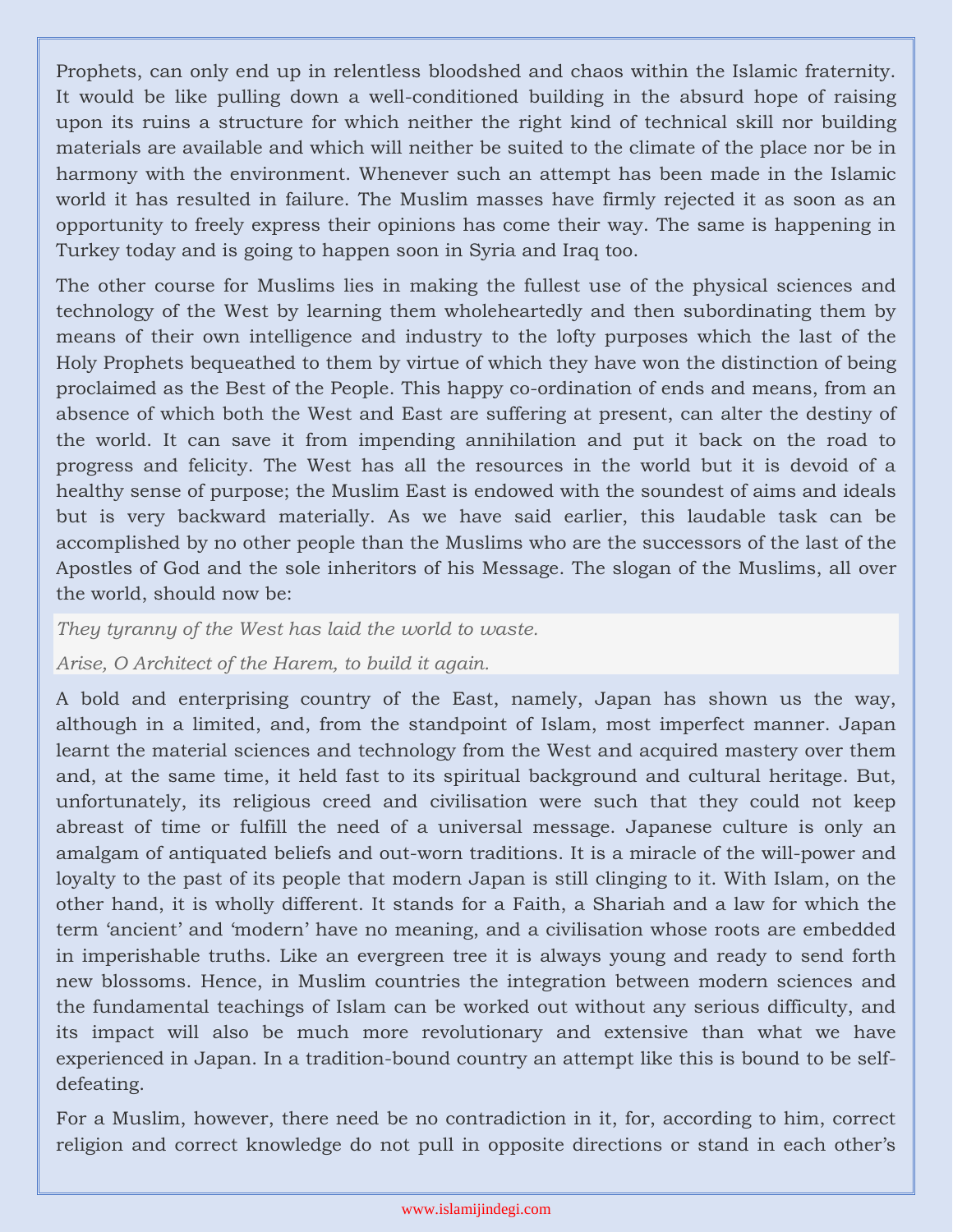Prophets, can only end up in relentless bloodshed and chaos within the Islamic fraternity. It would be like pulling down a well-conditioned building in the absurd hope of raising upon its ruins a structure for which neither the right kind of technical skill nor building materials are available and which will neither be suited to the climate of the place nor be in harmony with the environment. Whenever such an attempt has been made in the Islamic world it has resulted in failure. The Muslim masses have firmly rejected it as soon as an opportunity to freely express their opinions has come their way. The same is happening in Turkey today and is going to happen soon in Syria and Iraq too.

The other course for Muslims lies in making the fullest use of the physical sciences and technology of the West by learning them wholeheartedly and then subordinating them by means of their own intelligence and industry to the lofty purposes which the last of the Holy Prophets bequeathed to them by virtue of which they have won the distinction of being proclaimed as the Best of the People. This happy co-ordination of ends and means, from an absence of which both the West and East are suffering at present, can alter the destiny of the world. It can save it from impending annihilation and put it back on the road to progress and felicity. The West has all the resources in the world but it is devoid of a healthy sense of purpose; the Muslim East is endowed with the soundest of aims and ideals but is very backward materially. As we have said earlier, this laudable task can be accomplished by no other people than the Muslims who are the successors of the last of the Apostles of God and the sole inheritors of his Message. The slogan of the Muslims, all over the world, should now be:

> *They tyranny of the West has laid the world to waste.*
>
> *Arise, O Architect of the Harem, to build it again.*

A bold and enterprising country of the East, namely, Japan has shown us the way, although in a limited, and, from the standpoint of Islam, most imperfect manner. Japan learnt the material sciences and technology from the West and acquired mastery over them and, at the same time, it held fast to its spiritual background and cultural heritage. But, unfortunately, its religious creed and civilisation were such that they could not keep abreast of time or fulfill the need of a universal message. Japanese culture is only an amalgam of antiquated beliefs and out-worn traditions. It is a miracle of the will-power and loyalty to the past of its people that modern Japan is still clinging to it. With Islam, on the other hand, it is wholly different. It stands for a Faith, a Shariah and a law for which the term 'ancient' and 'modern' have no meaning, and a civilisation whose roots are embedded in imperishable truths. Like an evergreen tree it is always young and ready to send forth new blossoms. Hence, in Muslim countries the integration between modern sciences and the fundamental teachings of Islam can be worked out without any serious difficulty, and its impact will also be much more revolutionary and extensive than what we have experienced in Japan. In a tradition-bound country an attempt like this is bound to be self-defeating.

For a Muslim, however, there need be no contradiction in it, for, according to him, correct religion and correct knowledge do not pull in opposite directions or stand in each other's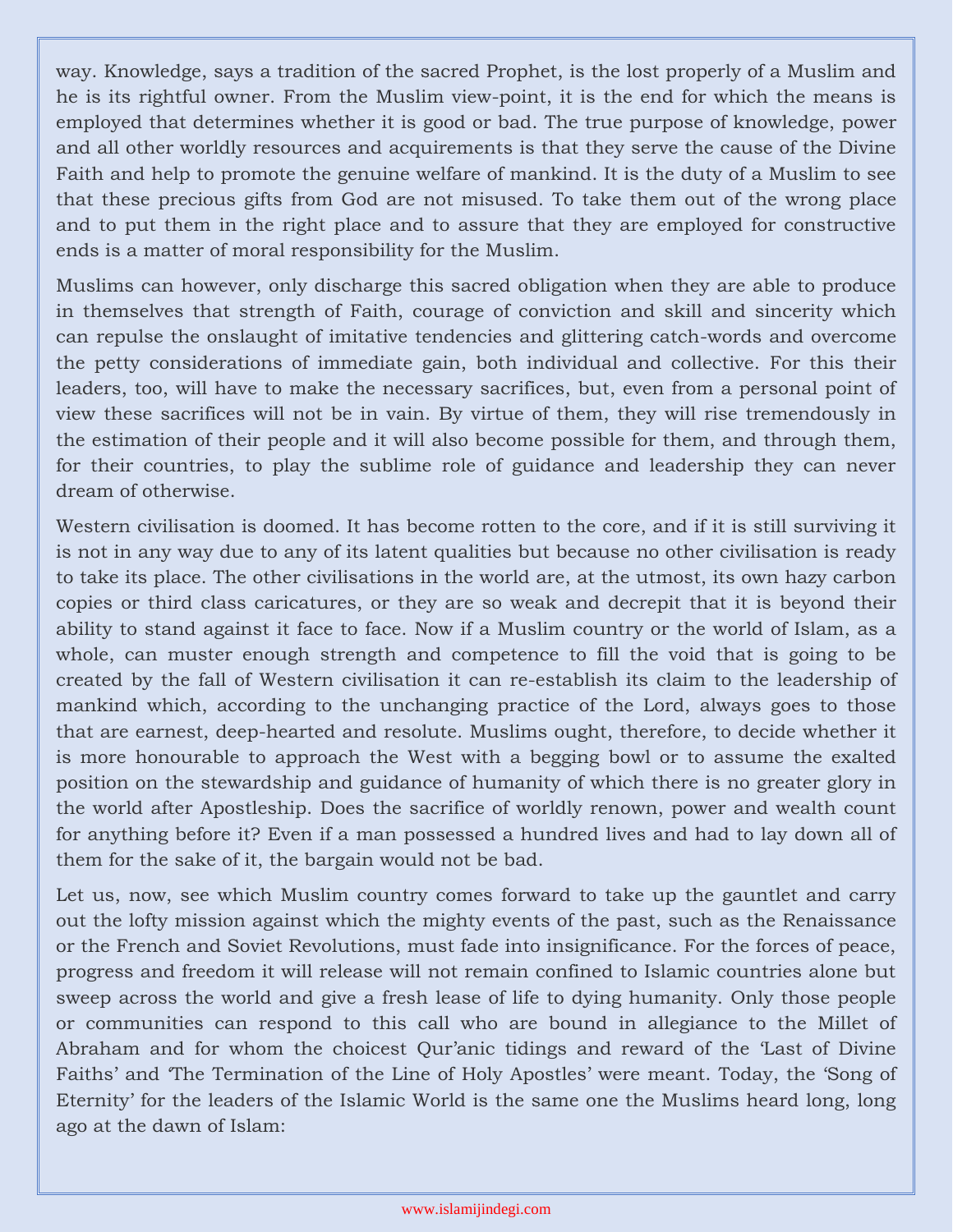way. Knowledge, says a tradition of the sacred Prophet, is the lost properly of a Muslim and he is its rightful owner. From the Muslim view-point, it is the end for which the means is employed that determines whether it is good or bad. The true purpose of knowledge, power and all other worldly resources and acquirements is that they serve the cause of the Divine Faith and help to promote the genuine welfare of mankind. It is the duty of a Muslim to see that these precious gifts from God are not misused. To take them out of the wrong place and to put them in the right place and to assure that they are employed for constructive ends is a matter of moral responsibility for the Muslim.

Muslims can however, only discharge this sacred obligation when they are able to produce in themselves that strength of Faith, courage of conviction and skill and sincerity which can repulse the onslaught of imitative tendencies and glittering catch-words and overcome the petty considerations of immediate gain, both individual and collective. For this their leaders, too, will have to make the necessary sacrifices, but, even from a personal point of view these sacrifices will not be in vain. By virtue of them, they will rise tremendously in the estimation of their people and it will also become possible for them, and through them, for their countries, to play the sublime role of guidance and leadership they can never dream of otherwise.

Western civilisation is doomed. It has become rotten to the core, and if it is still surviving it is not in any way due to any of its latent qualities but because no other civilisation is ready to take its place. The other civilisations in the world are, at the utmost, its own hazy carbon copies or third class caricatures, or they are so weak and decrepit that it is beyond their ability to stand against it face to face. Now if a Muslim country or the world of Islam, as a whole, can muster enough strength and competence to fill the void that is going to be created by the fall of Western civilisation it can re-establish its claim to the leadership of mankind which, according to the unchanging practice of the Lord, always goes to those that are earnest, deep-hearted and resolute. Muslims ought, therefore, to decide whether it is more honourable to approach the West with a begging bowl or to assume the exalted position on the stewardship and guidance of humanity of which there is no greater glory in the world after Apostleship. Does the sacrifice of worldly renown, power and wealth count for anything before it? Even if a man possessed a hundred lives and had to lay down all of them for the sake of it, the bargain would not be bad.

Let us, now, see which Muslim country comes forward to take up the gauntlet and carry out the lofty mission against which the mighty events of the past, such as the Renaissance or the French and Soviet Revolutions, must fade into insignificance. For the forces of peace, progress and freedom it will release will not remain confined to Islamic countries alone but sweep across the world and give a fresh lease of life to dying humanity. Only those people or communities can respond to this call who are bound in allegiance to the Millet of Abraham and for whom the choicest Qur'anic tidings and reward of the 'Last of Divine Faiths' and 'The Termination of the Line of Holy Apostles' were meant. Today, the 'Song of Eternity' for the leaders of the Islamic World is the same one the Muslims heard long, long ago at the dawn of Islam: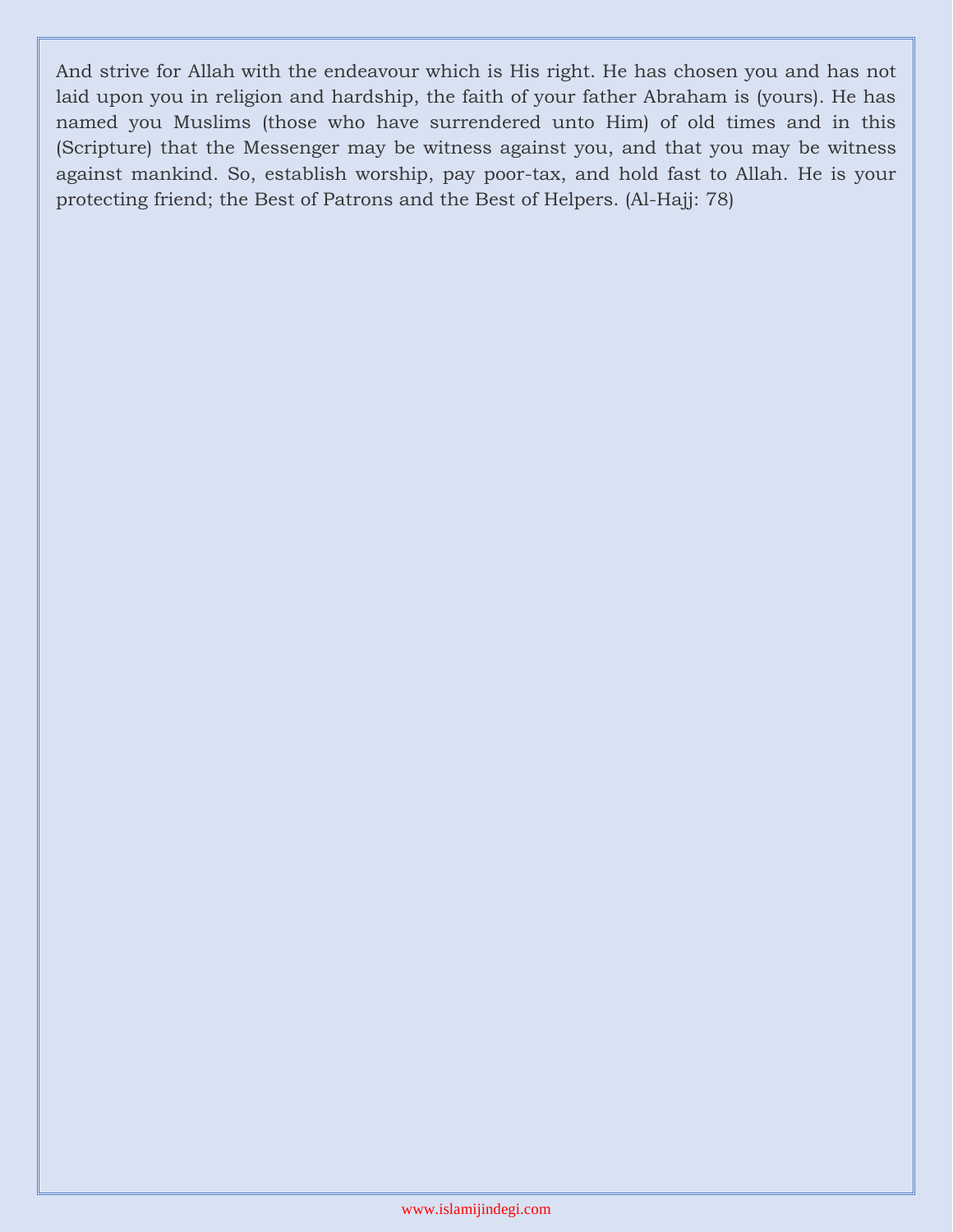And strive for Allah with the endeavour which is His right. He has chosen you and has not laid upon you in religion and hardship, the faith of your father Abraham is (yours). He has named you Muslims (those who have surrendered unto Him) of old times and in this (Scripture) that the Messenger may be witness against you, and that you may be witness against mankind. So, establish worship, pay poor-tax, and hold fast to Allah. He is your protecting friend; the Best of Patrons and the Best of Helpers. (Al-Hajj: 78)